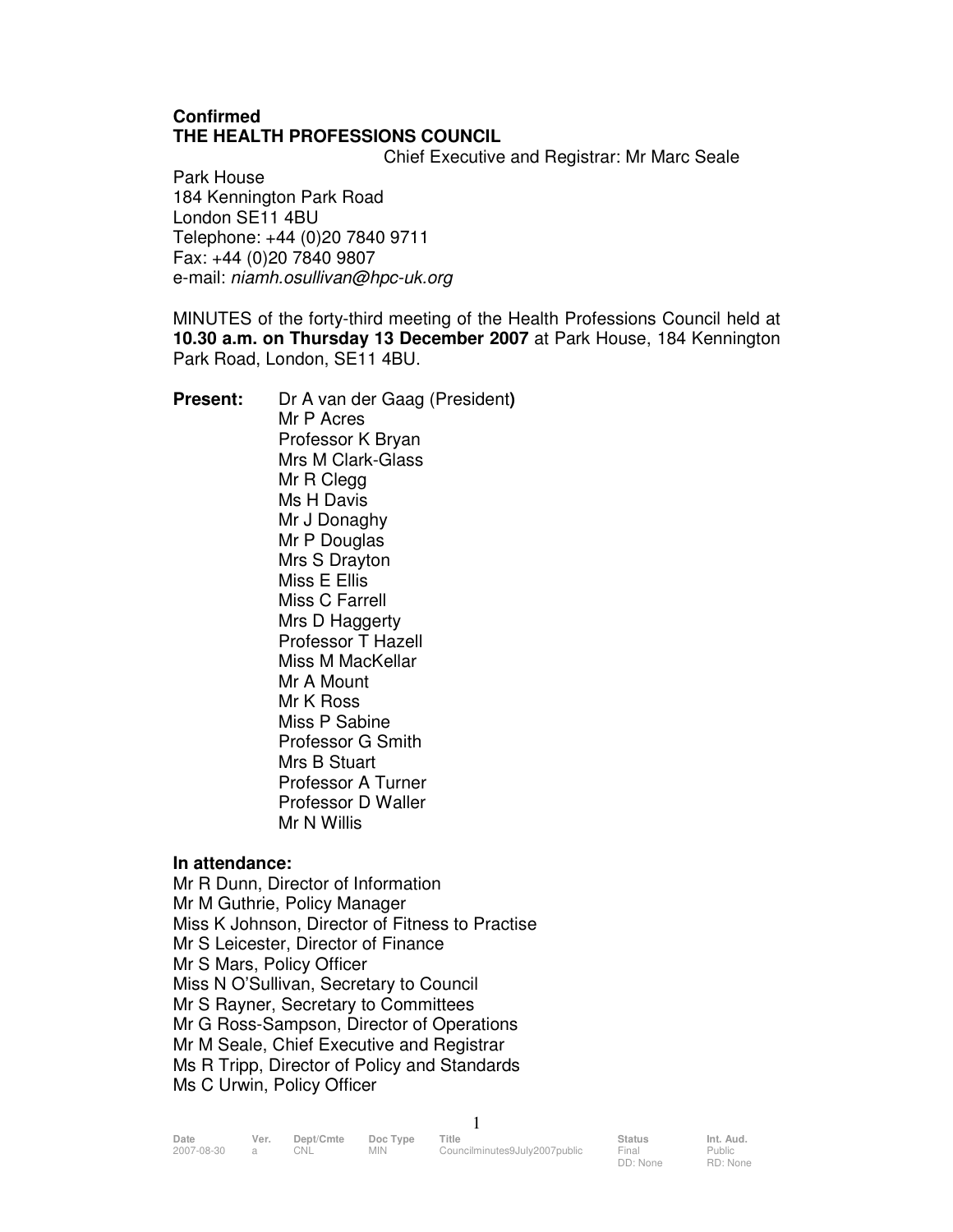**Confirmed**
**THE HEALTH PROFESSIONS COUNCIL**

Chief Executive and Registrar: Mr Marc Seale

Park House
184 Kennington Park Road
London SE11 4BU
Telephone: +44 (0)20 7840 9711
Fax: +44 (0)20 7840 9807
e-mail: *niamh.osullivan@hpc-uk.org*

MINUTES of the forty-third meeting of the Health Professions Council held at **10.30 a.m. on Thursday 13 December 2007** at Park House, 184 Kennington Park Road, London, SE11 4BU.

**Present:**
Dr A van der Gaag (President)
Mr P Acres
Professor K Bryan
Mrs M Clark-Glass
Mr R Clegg
Ms H Davis
Mr J Donaghy
Mr P Douglas
Mrs S Drayton
Miss E Ellis
Miss C Farrell
Mrs D Haggerty
Professor T Hazell
Miss M MacKellar
Mr A Mount
Mr K Ross
Miss P Sabine
Professor G Smith
Mrs B Stuart
Professor A Turner
Professor D Waller
Mr N Willis

**In attendance:**
Mr R Dunn, Director of Information
Mr M Guthrie, Policy Manager
Miss K Johnson, Director of Fitness to Practise
Mr S Leicester, Director of Finance
Mr S Mars, Policy Officer
Miss N O'Sullivan, Secretary to Council
Mr S Rayner, Secretary to Committees
Mr G Ross-Sampson, Director of Operations
Mr M Seale, Chief Executive and Registrar
Ms R Tripp, Director of Policy and Standards
Ms C Urwin, Policy Officer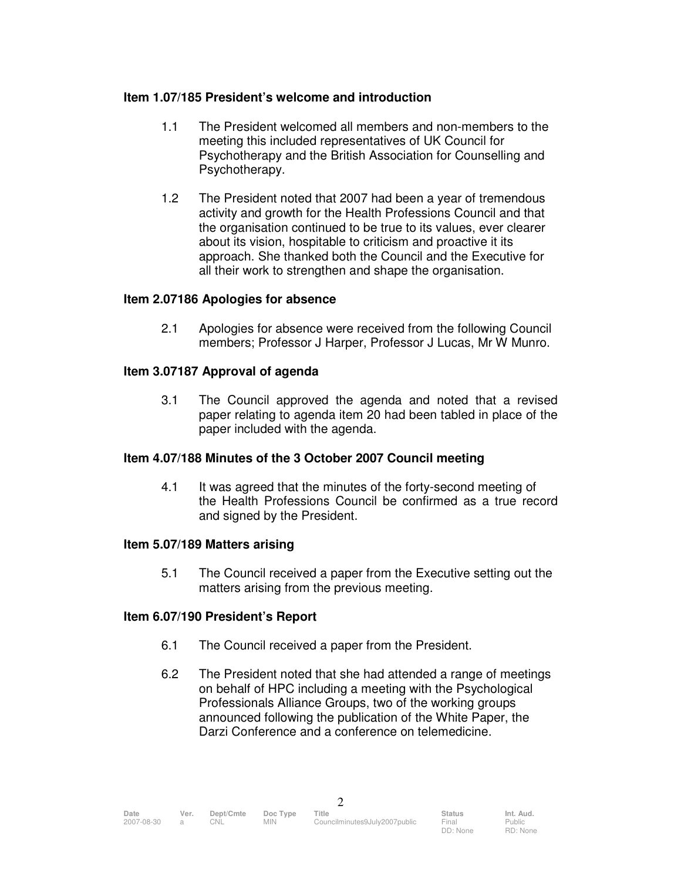**Item 1.07/185 President's welcome and introduction**

1.1 The President welcomed all members and non-members to the meeting this included representatives of UK Council for Psychotherapy and the British Association for Counselling and Psychotherapy.

1.2 The President noted that 2007 had been a year of tremendous activity and growth for the Health Professions Council and that the organisation continued to be true to its values, ever clearer about its vision, hospitable to criticism and proactive it its approach. She thanked both the Council and the Executive for all their work to strengthen and shape the organisation.

**Item 2.07186 Apologies for absence**

2.1 Apologies for absence were received from the following Council members; Professor J Harper, Professor J Lucas, Mr W Munro.

**Item 3.07187 Approval of agenda**

3.1 The Council approved the agenda and noted that a revised paper relating to agenda item 20 had been tabled in place of the paper included with the agenda.

**Item 4.07/188 Minutes of the 3 October 2007 Council meeting**

4.1 It was agreed that the minutes of the forty-second meeting of the Health Professions Council be confirmed as a true record and signed by the President.

**Item 5.07/189 Matters arising**

5.1 The Council received a paper from the Executive setting out the matters arising from the previous meeting.

**Item 6.07/190 President's Report**

6.1 The Council received a paper from the President.

6.2 The President noted that she had attended a range of meetings on behalf of HPC including a meeting with the Psychological Professionals Alliance Groups, two of the working groups announced following the publication of the White Paper, the Darzi Conference and a conference on telemedicine.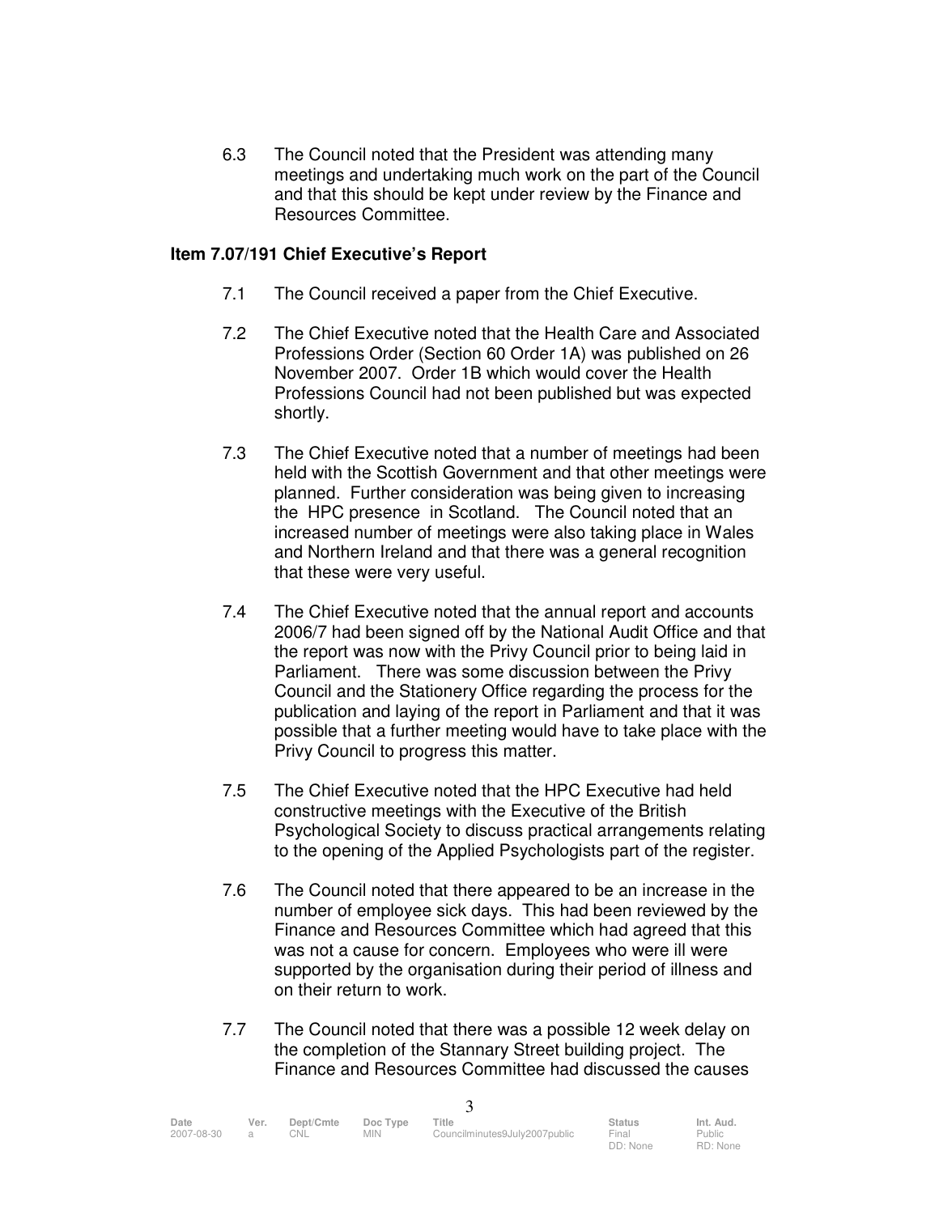6.3 The Council noted that the President was attending many meetings and undertaking much work on the part of the Council and that this should be kept under review by the Finance and Resources Committee.

**Item 7.07/191 Chief Executive's Report**

7.1 The Council received a paper from the Chief Executive.

7.2 The Chief Executive noted that the Health Care and Associated Professions Order (Section 60 Order 1A) was published on 26 November 2007. Order 1B which would cover the Health Professions Council had not been published but was expected shortly.

7.3 The Chief Executive noted that a number of meetings had been held with the Scottish Government and that other meetings were planned. Further consideration was being given to increasing the HPC presence in Scotland. The Council noted that an increased number of meetings were also taking place in Wales and Northern Ireland and that there was a general recognition that these were very useful.

7.4 The Chief Executive noted that the annual report and accounts 2006/7 had been signed off by the National Audit Office and that the report was now with the Privy Council prior to being laid in Parliament. There was some discussion between the Privy Council and the Stationery Office regarding the process for the publication and laying of the report in Parliament and that it was possible that a further meeting would have to take place with the Privy Council to progress this matter.

7.5 The Chief Executive noted that the HPC Executive had held constructive meetings with the Executive of the British Psychological Society to discuss practical arrangements relating to the opening of the Applied Psychologists part of the register.

7.6 The Council noted that there appeared to be an increase in the number of employee sick days. This had been reviewed by the Finance and Resources Committee which had agreed that this was not a cause for concern. Employees who were ill were supported by the organisation during their period of illness and on their return to work.

7.7 The Council noted that there was a possible 12 week delay on the completion of the Stannary Street building project. The Finance and Resources Committee had discussed the causes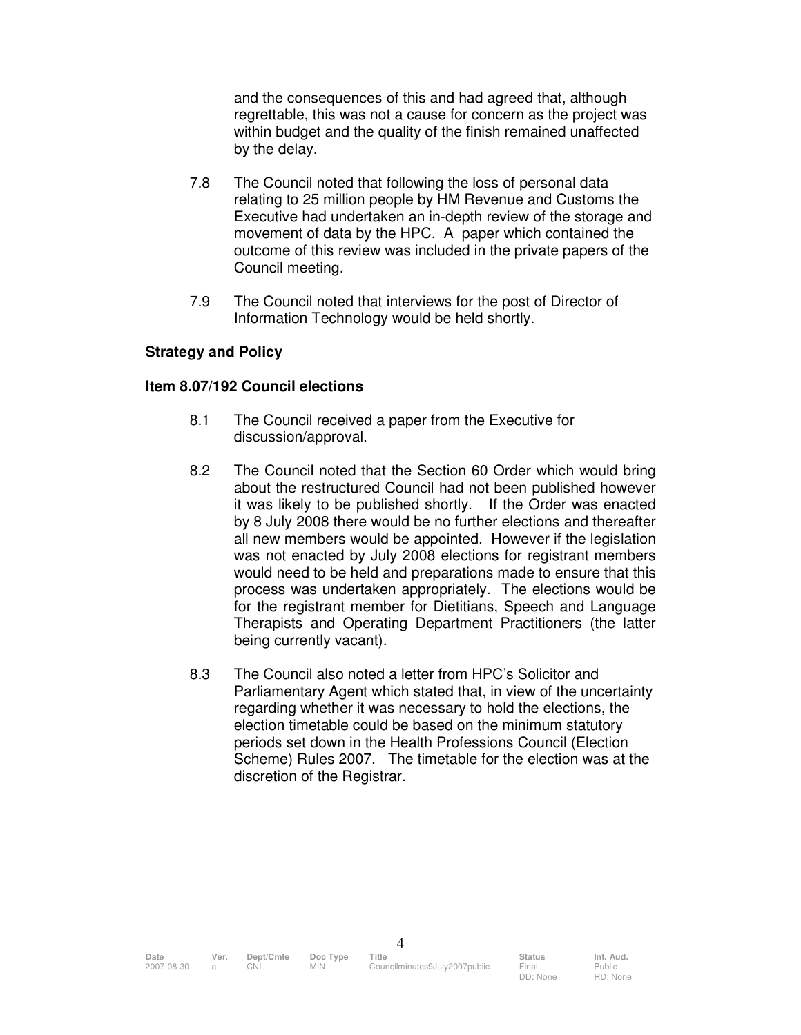and the consequences of this and had agreed that, although regrettable, this was not a cause for concern as the project was within budget and the quality of the finish remained unaffected by the delay.

7.8 The Council noted that following the loss of personal data relating to 25 million people by HM Revenue and Customs the Executive had undertaken an in-depth review of the storage and movement of data by the HPC. A paper which contained the outcome of this review was included in the private papers of the Council meeting.

7.9 The Council noted that interviews for the post of Director of Information Technology would be held shortly.

**Strategy and Policy**

**Item 8.07/192 Council elections**

8.1 The Council received a paper from the Executive for discussion/approval.

8.2 The Council noted that the Section 60 Order which would bring about the restructured Council had not been published however it was likely to be published shortly. If the Order was enacted by 8 July 2008 there would be no further elections and thereafter all new members would be appointed. However if the legislation was not enacted by July 2008 elections for registrant members would need to be held and preparations made to ensure that this process was undertaken appropriately. The elections would be for the registrant member for Dietitians, Speech and Language Therapists and Operating Department Practitioners (the latter being currently vacant).

8.3 The Council also noted a letter from HPC's Solicitor and Parliamentary Agent which stated that, in view of the uncertainty regarding whether it was necessary to hold the elections, the election timetable could be based on the minimum statutory periods set down in the Health Professions Council (Election Scheme) Rules 2007. The timetable for the election was at the discretion of the Registrar.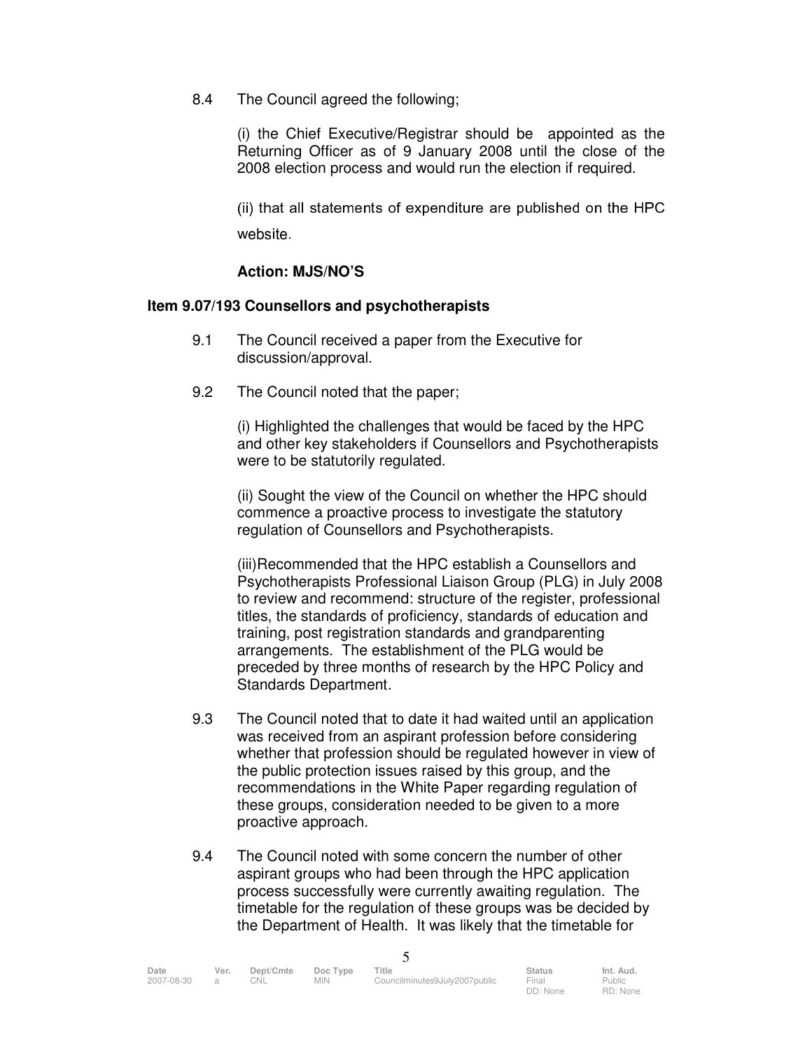8.4 The Council agreed the following;

(i) the Chief Executive/Registrar should be appointed as the Returning Officer as of 9 January 2008 until the close of the 2008 election process and would run the election if required.

(ii) that all statements of expenditure are published on the HPC website.

**Action: MJS/NO'S**

**Item 9.07/193 Counsellors and psychotherapists**

9.1 The Council received a paper from the Executive for discussion/approval.

9.2 The Council noted that the paper;

(i) Highlighted the challenges that would be faced by the HPC and other key stakeholders if Counsellors and Psychotherapists were to be statutorily regulated.

(ii) Sought the view of the Council on whether the HPC should commence a proactive process to investigate the statutory regulation of Counsellors and Psychotherapists.

(iii)Recommended that the HPC establish a Counsellors and Psychotherapists Professional Liaison Group (PLG) in July 2008 to review and recommend: structure of the register, professional titles, the standards of proficiency, standards of education and training, post registration standards and grandparenting arrangements. The establishment of the PLG would be preceded by three months of research by the HPC Policy and Standards Department.

9.3 The Council noted that to date it had waited until an application was received from an aspirant profession before considering whether that profession should be regulated however in view of the public protection issues raised by this group, and the recommendations in the White Paper regarding regulation of these groups, consideration needed to be given to a more proactive approach.

9.4 The Council noted with some concern the number of other aspirant groups who had been through the HPC application process successfully were currently awaiting regulation. The timetable for the regulation of these groups was be decided by the Department of Health. It was likely that the timetable for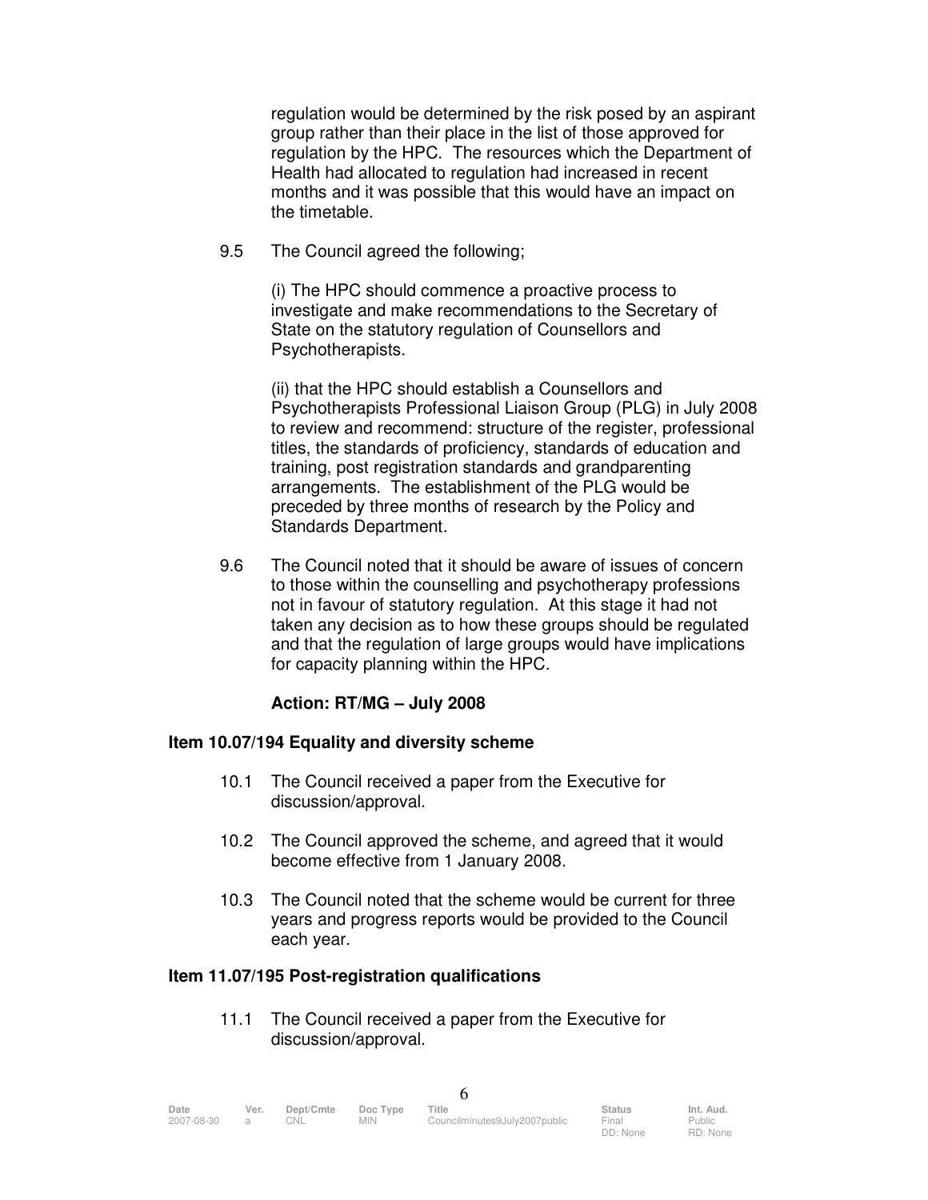regulation would be determined by the risk posed by an aspirant group rather than their place in the list of those approved for regulation by the HPC. The resources which the Department of Health had allocated to regulation had increased in recent months and it was possible that this would have an impact on the timetable.

9.5 The Council agreed the following;

(i) The HPC should commence a proactive process to investigate and make recommendations to the Secretary of State on the statutory regulation of Counsellors and Psychotherapists.

(ii) that the HPC should establish a Counsellors and Psychotherapists Professional Liaison Group (PLG) in July 2008 to review and recommend: structure of the register, professional titles, the standards of proficiency, standards of education and training, post registration standards and grandparenting arrangements. The establishment of the PLG would be preceded by three months of research by the Policy and Standards Department.

9.6 The Council noted that it should be aware of issues of concern to those within the counselling and psychotherapy professions not in favour of statutory regulation. At this stage it had not taken any decision as to how these groups should be regulated and that the regulation of large groups would have implications for capacity planning within the HPC.

**Action: RT/MG – July 2008**

**Item 10.07/194 Equality and diversity scheme**

10.1 The Council received a paper from the Executive for discussion/approval.

10.2 The Council approved the scheme, and agreed that it would become effective from 1 January 2008.

10.3 The Council noted that the scheme would be current for three years and progress reports would be provided to the Council each year.

**Item 11.07/195 Post-registration qualifications**

11.1 The Council received a paper from the Executive for discussion/approval.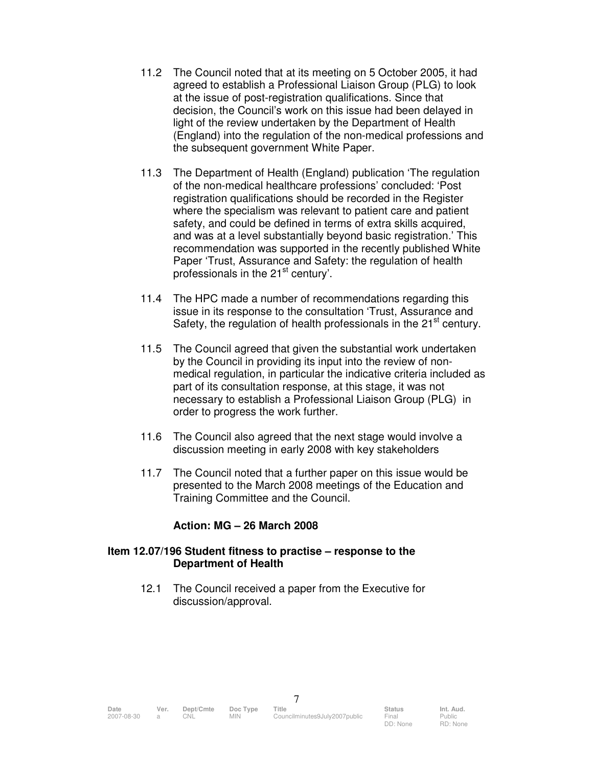11.2 The Council noted that at its meeting on 5 October 2005, it had agreed to establish a Professional Liaison Group (PLG) to look at the issue of post-registration qualifications. Since that decision, the Council's work on this issue had been delayed in light of the review undertaken by the Department of Health (England) into the regulation of the non-medical professions and the subsequent government White Paper.

11.3 The Department of Health (England) publication 'The regulation of the non-medical healthcare professions' concluded: 'Post registration qualifications should be recorded in the Register where the specialism was relevant to patient care and patient safety, and could be defined in terms of extra skills acquired, and was at a level substantially beyond basic registration.' This recommendation was supported in the recently published White Paper 'Trust, Assurance and Safety: the regulation of health professionals in the 21st century'.

11.4 The HPC made a number of recommendations regarding this issue in its response to the consultation 'Trust, Assurance and Safety, the regulation of health professionals in the 21st century.

11.5 The Council agreed that given the substantial work undertaken by the Council in providing its input into the review of non-medical regulation, in particular the indicative criteria included as part of its consultation response, at this stage, it was not necessary to establish a Professional Liaison Group (PLG) in order to progress the work further.

11.6 The Council also agreed that the next stage would involve a discussion meeting in early 2008 with key stakeholders

11.7 The Council noted that a further paper on this issue would be presented to the March 2008 meetings of the Education and Training Committee and the Council.

**Action: MG – 26 March 2008**

**Item 12.07/196 Student fitness to practise – response to the Department of Health**

12.1 The Council received a paper from the Executive for discussion/approval.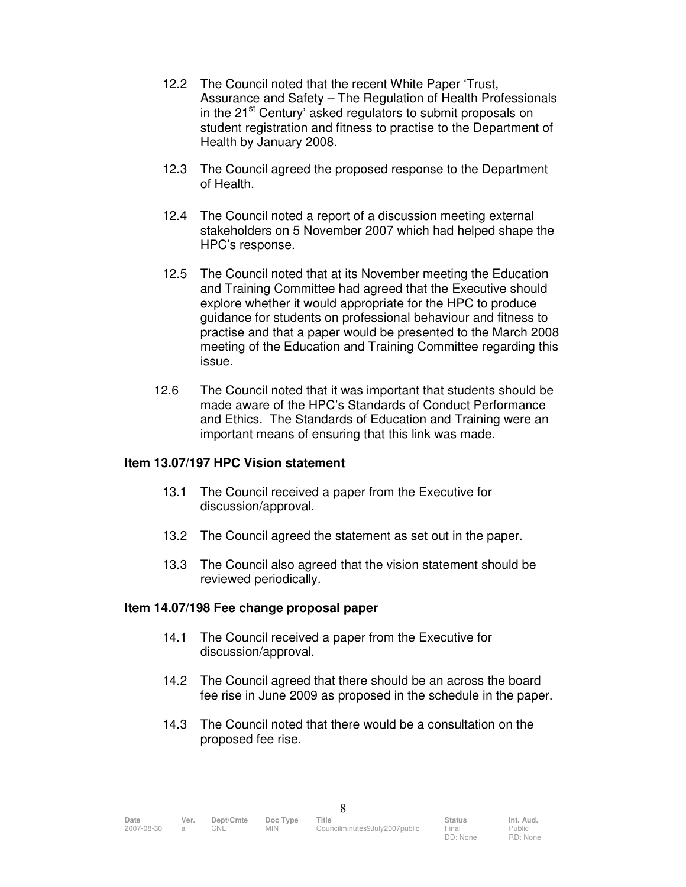12.2 The Council noted that the recent White Paper 'Trust, Assurance and Safety – The Regulation of Health Professionals in the 21st Century' asked regulators to submit proposals on student registration and fitness to practise to the Department of Health by January 2008.

12.3 The Council agreed the proposed response to the Department of Health.

12.4 The Council noted a report of a discussion meeting external stakeholders on 5 November 2007 which had helped shape the HPC's response.

12.5 The Council noted that at its November meeting the Education and Training Committee had agreed that the Executive should explore whether it would appropriate for the HPC to produce guidance for students on professional behaviour and fitness to practise and that a paper would be presented to the March 2008 meeting of the Education and Training Committee regarding this issue.

12.6 The Council noted that it was important that students should be made aware of the HPC's Standards of Conduct Performance and Ethics. The Standards of Education and Training were an important means of ensuring that this link was made.

**Item 13.07/197 HPC Vision statement**

13.1 The Council received a paper from the Executive for discussion/approval.

13.2 The Council agreed the statement as set out in the paper.

13.3 The Council also agreed that the vision statement should be reviewed periodically.

**Item 14.07/198 Fee change proposal paper**

14.1 The Council received a paper from the Executive for discussion/approval.

14.2 The Council agreed that there should be an across the board fee rise in June 2009 as proposed in the schedule in the paper.

14.3 The Council noted that there would be a consultation on the proposed fee rise.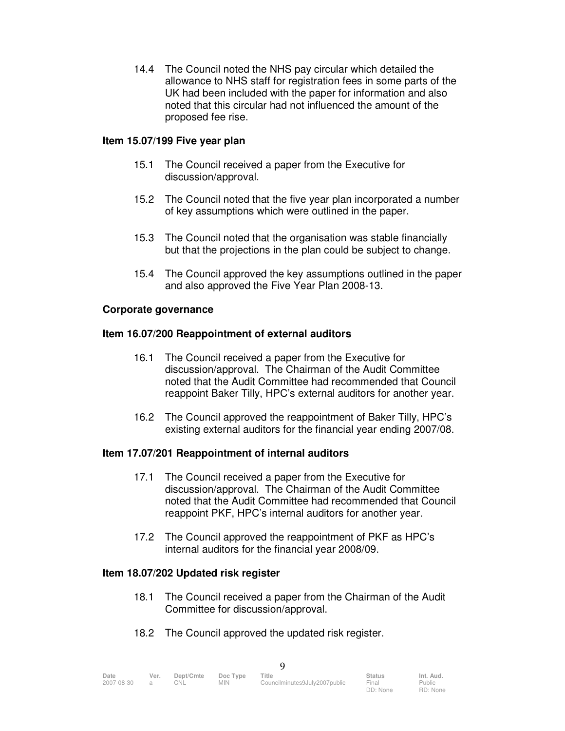14.4 The Council noted the NHS pay circular which detailed the allowance to NHS staff for registration fees in some parts of the UK had been included with the paper for information and also noted that this circular had not influenced the amount of the proposed fee rise.

**Item 15.07/199 Five year plan**

15.1 The Council received a paper from the Executive for discussion/approval.

15.2 The Council noted that the five year plan incorporated a number of key assumptions which were outlined in the paper.

15.3 The Council noted that the organisation was stable financially but that the projections in the plan could be subject to change.

15.4 The Council approved the key assumptions outlined in the paper and also approved the Five Year Plan 2008-13.

**Corporate governance**

**Item 16.07/200 Reappointment of external auditors**

16.1 The Council received a paper from the Executive for discussion/approval. The Chairman of the Audit Committee noted that the Audit Committee had recommended that Council reappoint Baker Tilly, HPC's external auditors for another year.

16.2 The Council approved the reappointment of Baker Tilly, HPC's existing external auditors for the financial year ending 2007/08.

**Item 17.07/201 Reappointment of internal auditors**

17.1 The Council received a paper from the Executive for discussion/approval. The Chairman of the Audit Committee noted that the Audit Committee had recommended that Council reappoint PKF, HPC's internal auditors for another year.

17.2 The Council approved the reappointment of PKF as HPC's internal auditors for the financial year 2008/09.

**Item 18.07/202 Updated risk register**

18.1 The Council received a paper from the Chairman of the Audit Committee for discussion/approval.

18.2 The Council approved the updated risk register.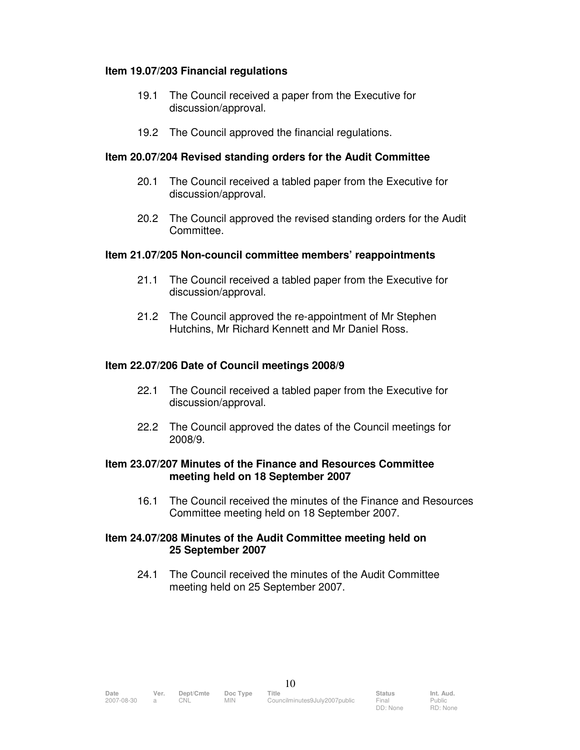**Item 19.07/203 Financial regulations**

19.1 The Council received a paper from the Executive for discussion/approval.

19.2 The Council approved the financial regulations.

**Item 20.07/204 Revised standing orders for the Audit Committee**

20.1 The Council received a tabled paper from the Executive for discussion/approval.

20.2 The Council approved the revised standing orders for the Audit Committee.

**Item 21.07/205 Non-council committee members' reappointments**

21.1 The Council received a tabled paper from the Executive for discussion/approval.

21.2 The Council approved the re-appointment of Mr Stephen Hutchins, Mr Richard Kennett and Mr Daniel Ross.

**Item 22.07/206 Date of Council meetings 2008/9**

22.1 The Council received a tabled paper from the Executive for discussion/approval.

22.2 The Council approved the dates of the Council meetings for 2008/9.

**Item 23.07/207 Minutes of the Finance and Resources Committee meeting held on 18 September 2007**

16.1 The Council received the minutes of the Finance and Resources Committee meeting held on 18 September 2007.

**Item 24.07/208 Minutes of the Audit Committee meeting held on 25 September 2007**

24.1 The Council received the minutes of the Audit Committee meeting held on 25 September 2007.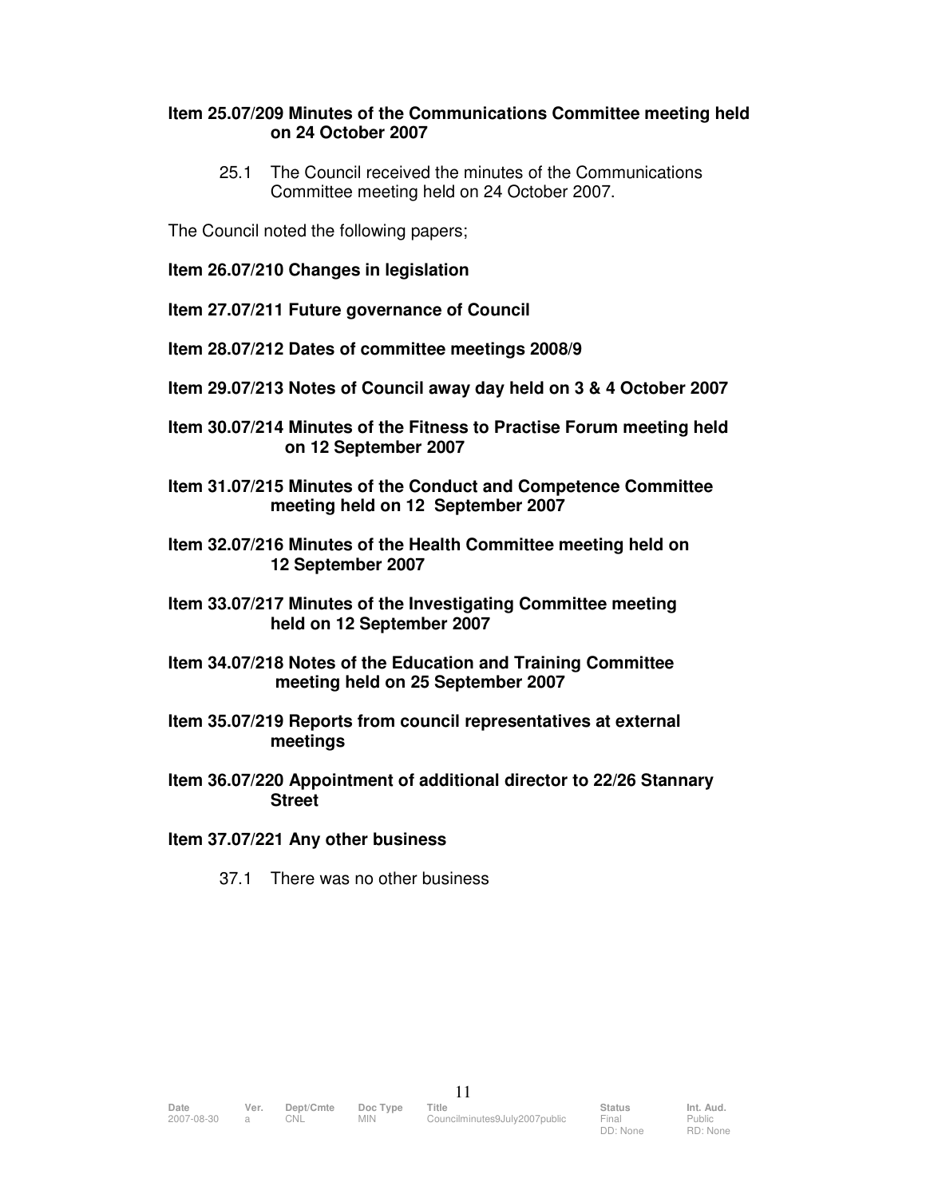**Item 25.07/209 Minutes of the Communications Committee meeting held on 24 October 2007**

25.1 The Council received the minutes of the Communications Committee meeting held on 24 October 2007.

The Council noted the following papers;

**Item 26.07/210 Changes in legislation**

**Item 27.07/211 Future governance of Council**

**Item 28.07/212 Dates of committee meetings 2008/9**

**Item 29.07/213 Notes of Council away day held on 3 & 4 October 2007**

**Item 30.07/214 Minutes of the Fitness to Practise Forum meeting held on 12 September 2007**

**Item 31.07/215 Minutes of the Conduct and Competence Committee meeting held on 12 September 2007**

**Item 32.07/216 Minutes of the Health Committee meeting held on 12 September 2007**

**Item 33.07/217 Minutes of the Investigating Committee meeting held on 12 September 2007**

**Item 34.07/218 Notes of the Education and Training Committee meeting held on 25 September 2007**

**Item 35.07/219 Reports from council representatives at external meetings**

**Item 36.07/220 Appointment of additional director to 22/26 Stannary Street**

**Item 37.07/221 Any other business**

37.1 There was no other business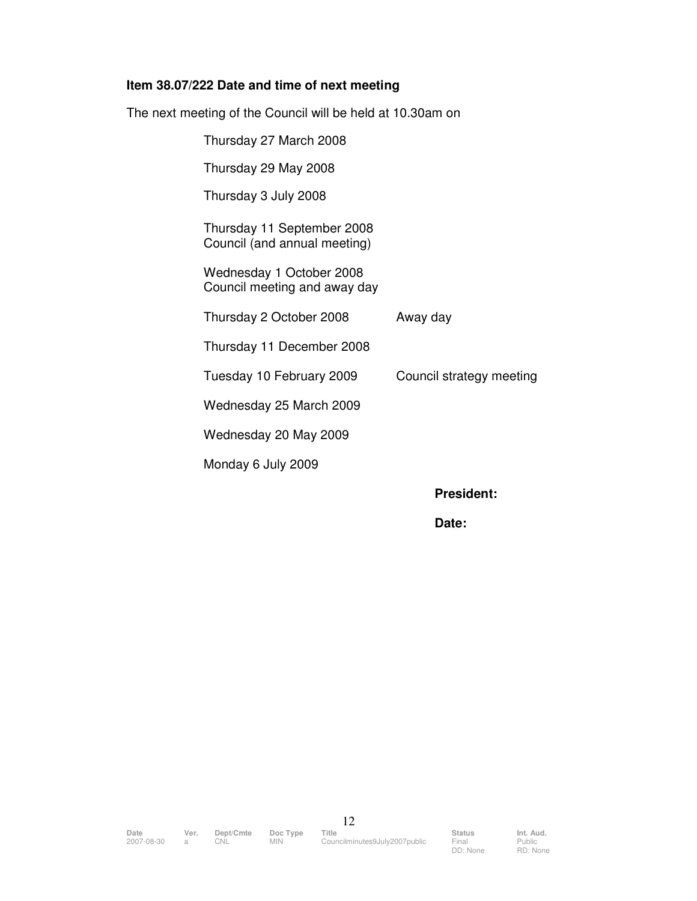**Item 38.07/222 Date and time of next meeting**

The next meeting of the Council will be held at 10.30am on

| | |
|---|---|
| Thursday 27 March 2008 | |
| Thursday 29 May 2008 | |
| Thursday 3 July 2008 | |
| Thursday 11 September 2008<br>Council (and annual meeting) | |
| Wednesday 1 October 2008<br>Council meeting and away day | |
| Thursday 2 October 2008 | Away day |
| Thursday 11 December 2008 | |
| Tuesday 10 February 2009 | Council strategy meeting |
| Wednesday 25 March 2009 | |
| Wednesday 20 May 2009 | |
| Monday 6 July 2009 | |

**President:**

**Date:**